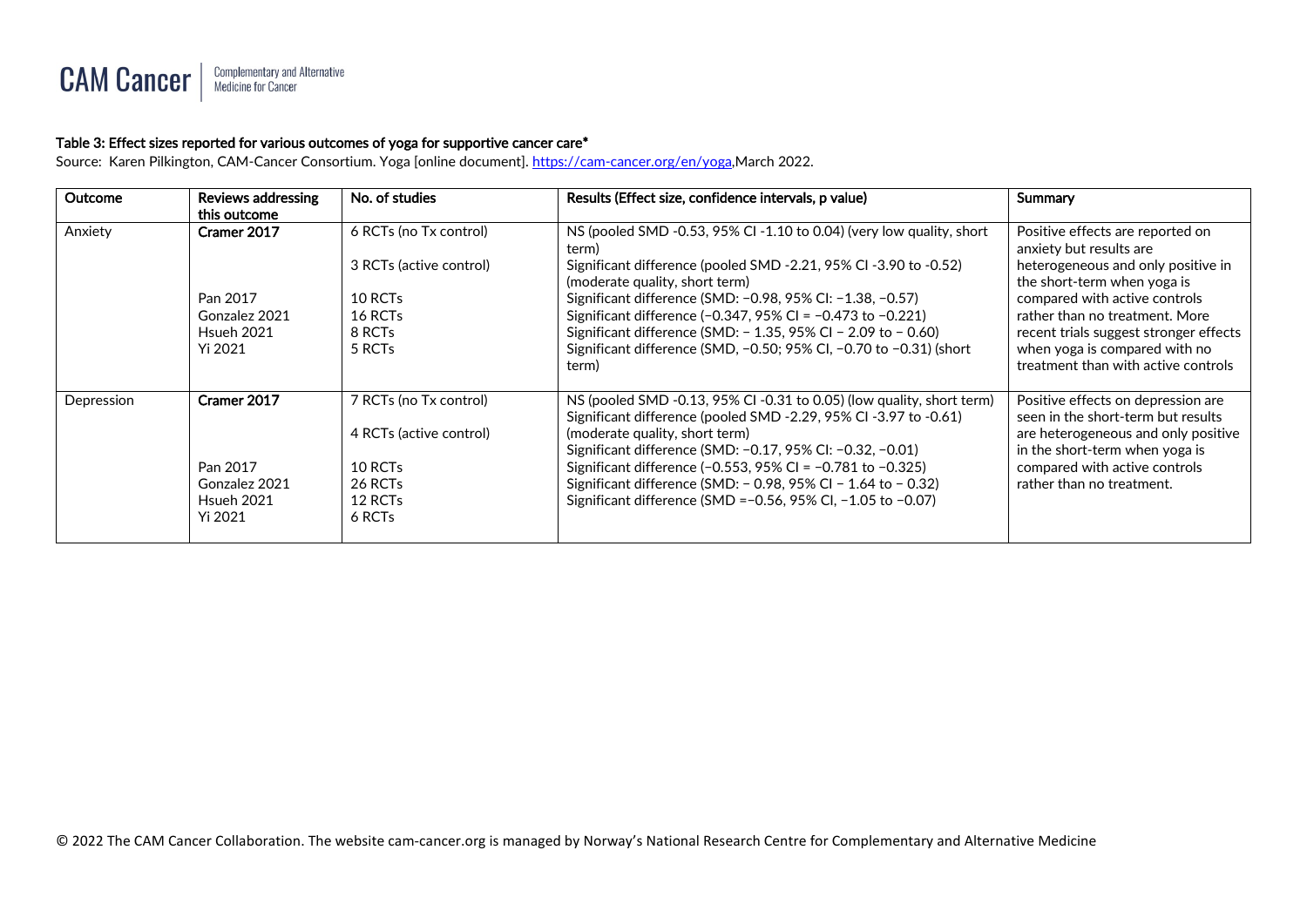**Table 3: Effect sizes reported for various outcomes of yoga for supportive cancer care***

Source: Karen Pilkington, CAM-Cancer Consortium. Yoga [online document]. https://cam-cancer.org/en/yoga, March 2022.

| Outcome | Reviews addressing this outcome | No. of studies | Results (Effect size, confidence intervals, p value) | Summary |
|---|---|---|---|---|
| Anxiety | **Cramer 2017** | 6 RCTs (no Tx control) | NS (pooled SMD -0.53, 95% CI -1.10 to 0.04) (very low quality, short term) | Positive effects are reported on anxiety but results are heterogeneous and only positive in the short-term when yoga is compared with active controls rather than no treatment. More recent trials suggest stronger effects when yoga is compared with no treatment than with active controls |
| | | 3 RCTs (active control) | Significant difference (pooled SMD -2.21, 95% CI -3.90 to -0.52) (moderate quality, short term) | |
| | Pan 2017 | 10 RCTs | Significant difference (SMD: −0.98, 95% CI: −1.38, −0.57) | |
| | Gonzalez 2021 | 16 RCTs | Significant difference (−0.347, 95% CI = −0.473 to −0.221) | |
| | Hsueh 2021 | 8 RCTs | Significant difference (SMD: − 1.35, 95% CI − 2.09 to − 0.60) | |
| | Yi 2021 | 5 RCTs | Significant difference (SMD, −0.50; 95% CI, −0.70 to −0.31) (short term) | |
| Depression | **Cramer 2017** | 7 RCTs (no Tx control) | NS (pooled SMD -0.13, 95% CI -0.31 to 0.05) (low quality, short term) | Positive effects on depression are seen in the short-term but results are heterogeneous and only positive in the short-term when yoga is compared with active controls rather than no treatment. |
| | | 4 RCTs (active control) | Significant difference (pooled SMD -2.29, 95% CI -3.97 to -0.61) (moderate quality, short term) | |
| | Pan 2017 | 10 RCTs | Significant difference (SMD: −0.17, 95% CI: −0.32, −0.01) | |
| | Gonzalez 2021 | 26 RCTs | Significant difference (−0.553, 95% CI = −0.781 to −0.325) | |
| | Hsueh 2021 | 12 RCTs | Significant difference (SMD: − 0.98, 95% CI − 1.64 to − 0.32) | |
| | Yi 2021 | 6 RCTs | Significant difference (SMD =−0.56, 95% CI, −1.05 to −0.07) | |

© 2022 The CAM Cancer Collaboration. The website cam-cancer.org is managed by Norway's National Research Centre for Complementary and Alternative Medicine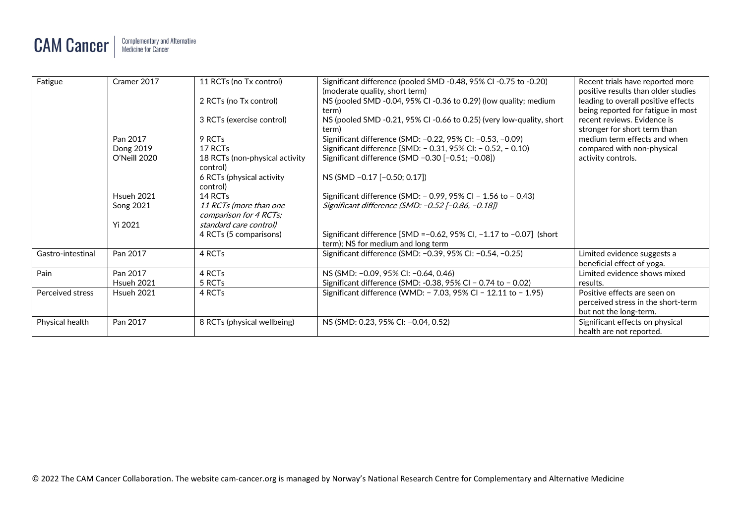| Fatigue | Cramer 2017 | 11 RCTs (no Tx control) | Significant difference (pooled SMD -0.48, 95% CI -0.75 to -0.20) (moderate quality, short term) | Recent trials have reported more positive results than older studies leading to overall positive effects being reported for fatigue in most recent reviews. Evidence is stronger for short term than medium term effects and when compared with non-physical activity controls. |
|---|---|---|---|---|
| | | 2 RCTs (no Tx control) | NS (pooled SMD -0.04, 95% CI -0.36 to 0.29) (low quality; medium term) | |
| | | 3 RCTs (exercise control) | NS (pooled SMD -0.21, 95% CI -0.66 to 0.25) (very low-quality, short term) | |
| | Pan 2017 | 9 RCTs | Significant difference (SMD: −0.22, 95% CI: −0.53, −0.09) | |
| | Dong 2019 | 17 RCTs | Significant difference [SMD: − 0.31, 95% CI: − 0.52, − 0.10) | |
| | O'Neill 2020 | 18 RCTs (non-physical activity control) | Significant difference (SMD −0.30 [−0.51; −0.08]) | |
| | | 6 RCTs (physical activity control) | NS (SMD −0.17 [−0.50; 0.17]) | |
| | Hsueh 2021 | 14 RCTs | Significant difference (SMD: − 0.99, 95% CI − 1.56 to − 0.43) | |
| | Song 2021 | *11 RCTs (more than one comparison for 4 RCTs; standard care control)* | *Significant difference (SMD: −0.52 [−0.86, −0.18])* | |
| | Yi 2021 | 4 RCTs (5 comparisons) | Significant difference [SMD =−0.62, 95% CI, −1.17 to −0.07] (short term); NS for medium and long term | |
| Gastro-intestinal | Pan 2017 | 4 RCTs | Significant difference (SMD: −0.39, 95% CI: −0.54, −0.25) | Limited evidence suggests a beneficial effect of yoga. |
| Pain | Pan 2017 | 4 RCTs | NS (SMD: −0.09, 95% CI: −0.64, 0.46) | Limited evidence shows mixed results. |
| | Hsueh 2021 | 5 RCTs | Significant difference (SMD: -0.38, 95% CI − 0.74 to − 0.02) | |
| Perceived stress | Hsueh 2021 | 4 RCTs | Significant difference (WMD: − 7.03, 95% CI − 12.11 to − 1.95) | Positive effects are seen on perceived stress in the short-term but not the long-term. |
| Physical health | Pan 2017 | 8 RCTs (physical wellbeing) | NS (SMD: 0.23, 95% CI: −0.04, 0.52) | Significant effects on physical health are not reported. |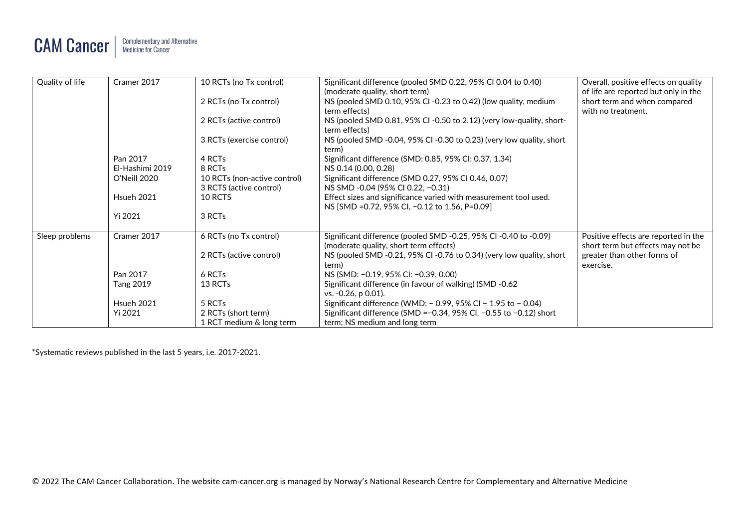| | | | | |
|---|---|---|---|---|
| Quality of life | Cramer 2017 | 10 RCTs (no Tx control)<br><br>2 RCTs (no Tx control)<br><br>2 RCTs (active control)<br><br>3 RCTs (exercise control) | Significant difference (pooled SMD 0.22, 95% CI 0.04 to 0.40) (moderate quality, short term)<br>NS (pooled SMD 0.10, 95% CI -0.23 to 0.42) (low quality, medium term effects)<br>NS (pooled SMD 0.81, 95% CI -0.50 to 2.12) (very low-quality, short-term effects)<br>NS (pooled SMD -0.04, 95% CI -0.30 to 0.23) (very low quality, short term) | Overall, positive effects on quality of life are reported but only in the short term and when compared with no treatment. |
| | Pan 2017 | 4 RCTs | Significant difference (SMD: 0.85, 95% CI: 0.37, 1.34) | |
| | El-Hashimi 2019 | 8 RCTs | NS 0.14 (0.00, 0.28) | |
| | O'Neill 2020 | 10 RCTs (non-active control)<br>3 RCTS (active control) | Significant difference (SMD 0.27, 95% CI 0.46, 0.07)<br>NS SMD -0.04 (95% CI 0.22, −0.31) | |
| | Hsueh 2021 | 10 RCTS | Effect sizes and significance varied with measurement tool used. | |
| | Yi 2021 | 3 RCTs | NS [SMD =0.72, 95% CI, −0.12 to 1.56, P=0.09] | |
| Sleep problems | Cramer 2017 | 6 RCTs (no Tx control)<br><br>2 RCTs (active control) | Significant difference (pooled SMD -0.25, 95% CI -0.40 to -0.09) (moderate quality, short term effects)<br>NS (pooled SMD -0.21, 95% CI -0.76 to 0.34) (very low quality, short term) | Positive effects are reported in the short term but effects may not be greater than other forms of exercise. |
| | Pan 2017 | 6 RCTs | NS (SMD: −0.19, 95% CI: −0.39, 0.00) | |
| | Tang 2019 | 13 RCTs | Significant difference (in favour of walking) (SMD -0.62 vs. -0.26, p 0.01). | |
| | Hsueh 2021 | 5 RCTs | Significant difference (WMD: − 0.99, 95% CI − 1.95 to − 0.04) | |
| | Yi 2021 | 2 RCTs (short term)<br>1 RCT medium & long term | Significant difference (SMD =−0.34, 95% CI, −0.55 to −0.12) short term; NS medium and long term | |

*Systematic reviews published in the last 5 years, i.e. 2017-2021.

© 2022 The CAM Cancer Collaboration. The website cam-cancer.org is managed by Norway's National Research Centre for Complementary and Alternative Medicine